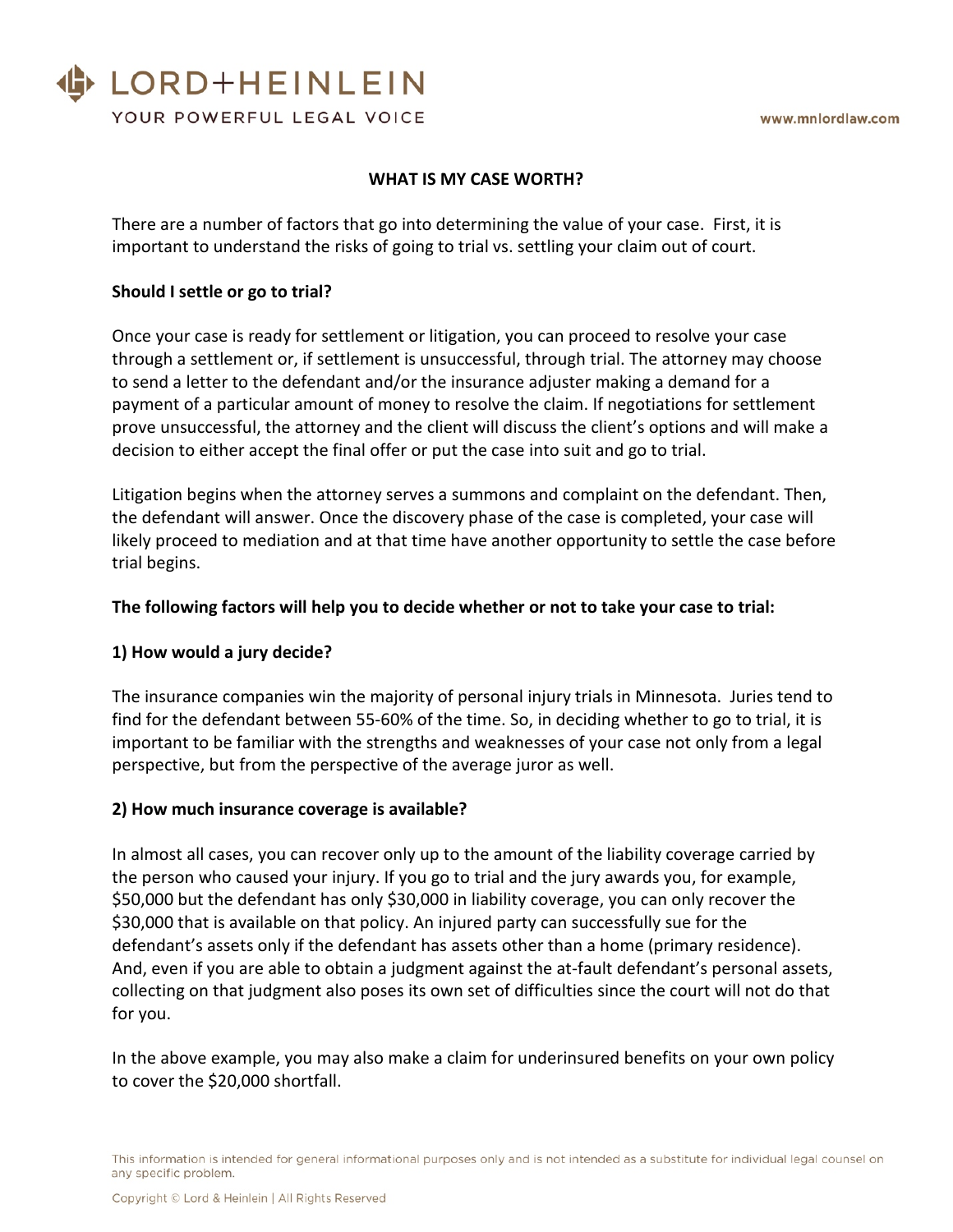# WHAT IS MY CASE WORTH?

There are a number of factors that go into determining the value of your case. First, it is important to understand the risks of going to trial vs. settling your claim out of court.

## Should I settle or go to trial?

Once your case is ready for settlement or litigation, you can proceed to resolve your case through a settlement or, if settlement is unsuccessful, through trial. The attorney may choose to send a letter to the defendant and/or the insurance adjuster making a demand for a payment of a particular amount of money to resolve the claim. If negotiations for settlement prove unsuccessful, the attorney and the client will discuss the client's options and will make a decision to either accept the final offer or put the case into suit and go to trial.

Litigation begins when the attorney serves a summons and complaint on the defendant. Then, the defendant will answer. Once the discovery phase of the case is completed, your case will likely proceed to mediation and at that time have another opportunity to settle the case before trial begins.

**The following factors will help you to decide whether or not to take your case to trial:**

### 1) How would a jury decide?

The insurance companies win the majority of personal injury trials in Minnesota. Juries tend to find for the defendant between 55-60% of the time. So, in deciding whether to go to trial, it is important to be familiar with the strengths and weaknesses of your case not only from a legal perspective, but from the perspective of the average juror as well.

### 2) How much insurance coverage is available?

In almost all cases, you can recover only up to the amount of the liability coverage carried by the person who caused your injury. If you go to trial and the jury awards you, for example, $50,000 but the defendant has only $30,000 in liability coverage, you can only recover the $30,000 that is available on that policy. An injured party can successfully sue for the defendant's assets only if the defendant has assets other than a home (primary residence). And, even if you are able to obtain a judgment against the at-fault defendant's personal assets, collecting on that judgment also poses its own set of difficulties since the court will not do that for you.

In the above example, you may also make a claim for underinsured benefits on your own policy to cover the $20,000 shortfall.

This information is intended for general informational purposes only and is not intended as a substitute for individual legal counsel on any specific problem.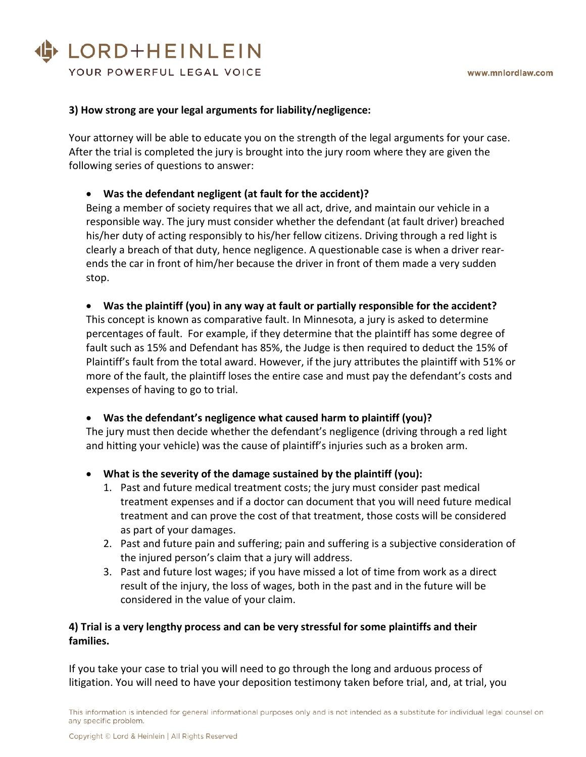### 3) How strong are your legal arguments for liability/negligence:

Your attorney will be able to educate you on the strength of the legal arguments for your case. After the trial is completed the jury is brought into the jury room where they are given the following series of questions to answer:

- **Was the defendant negligent (at fault for the accident)?**
  Being a member of society requires that we all act, drive, and maintain our vehicle in a responsible way. The jury must consider whether the defendant (at fault driver) breached his/her duty of acting responsibly to his/her fellow citizens. Driving through a red light is clearly a breach of that duty, hence negligence. A questionable case is when a driver rear-ends the car in front of him/her because the driver in front of them made a very sudden stop.

- **Was the plaintiff (you) in any way at fault or partially responsible for the accident?**
  This concept is known as comparative fault. In Minnesota, a jury is asked to determine percentages of fault. For example, if they determine that the plaintiff has some degree of fault such as 15% and Defendant has 85%, the Judge is then required to deduct the 15% of Plaintiff's fault from the total award. However, if the jury attributes the plaintiff with 51% or more of the fault, the plaintiff loses the entire case and must pay the defendant's costs and expenses of having to go to trial.

- **Was the defendant's negligence what caused harm to plaintiff (you)?**
  The jury must then decide whether the defendant's negligence (driving through a red light and hitting your vehicle) was the cause of plaintiff's injuries such as a broken arm.

- **What is the severity of the damage sustained by the plaintiff (you):**
  1. Past and future medical treatment costs; the jury must consider past medical treatment expenses and if a doctor can document that you will need future medical treatment and can prove the cost of that treatment, those costs will be considered as part of your damages.
  2. Past and future pain and suffering; pain and suffering is a subjective consideration of the injured person's claim that a jury will address.
  3. Past and future lost wages; if you have missed a lot of time from work as a direct result of the injury, the loss of wages, both in the past and in the future will be considered in the value of your claim.

### 4) Trial is a very lengthy process and can be very stressful for some plaintiffs and their families.

If you take your case to trial you will need to go through the long and arduous process of litigation. You will need to have your deposition testimony taken before trial, and, at trial, you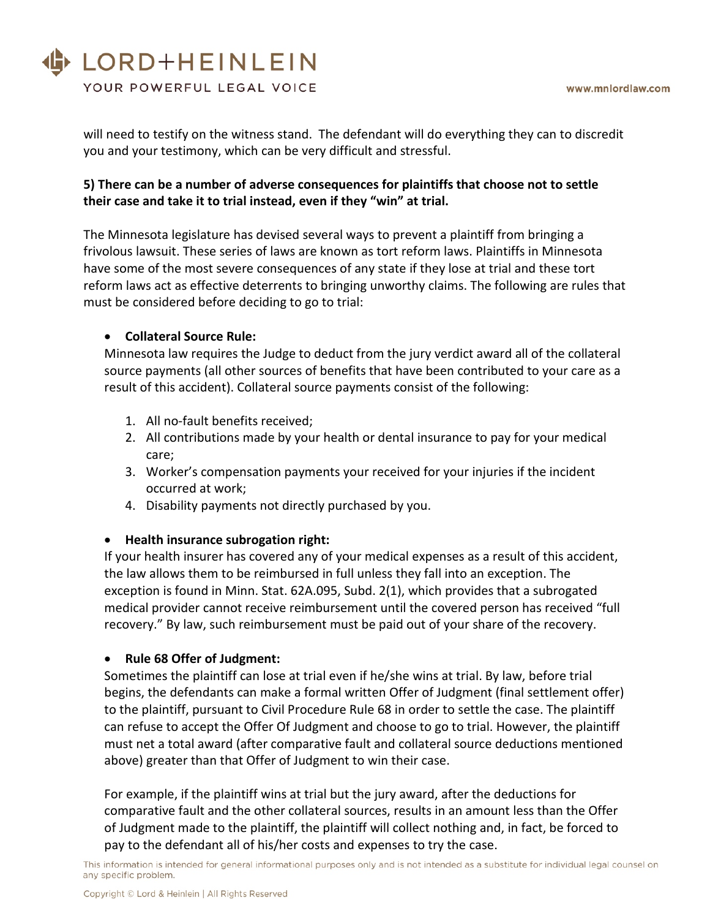will need to testify on the witness stand. The defendant will do everything they can to discredit you and your testimony, which can be very difficult and stressful.

**5) There can be a number of adverse consequences for plaintiffs that choose not to settle their case and take it to trial instead, even if they "win" at trial.**

The Minnesota legislature has devised several ways to prevent a plaintiff from bringing a frivolous lawsuit. These series of laws are known as tort reform laws. Plaintiffs in Minnesota have some of the most severe consequences of any state if they lose at trial and these tort reform laws act as effective deterrents to bringing unworthy claims. The following are rules that must be considered before deciding to go to trial:

- **Collateral Source Rule:**
  Minnesota law requires the Judge to deduct from the jury verdict award all of the collateral source payments (all other sources of benefits that have been contributed to your care as a result of this accident). Collateral source payments consist of the following:

  1. All no-fault benefits received;
  2. All contributions made by your health or dental insurance to pay for your medical care;
  3. Worker's compensation payments your received for your injuries if the incident occurred at work;
  4. Disability payments not directly purchased by you.

- **Health insurance subrogation right:**
  If your health insurer has covered any of your medical expenses as a result of this accident, the law allows them to be reimbursed in full unless they fall into an exception. The exception is found in Minn. Stat. 62A.095, Subd. 2(1), which provides that a subrogated medical provider cannot receive reimbursement until the covered person has received "full recovery." By law, such reimbursement must be paid out of your share of the recovery.

- **Rule 68 Offer of Judgment:**
  Sometimes the plaintiff can lose at trial even if he/she wins at trial. By law, before trial begins, the defendants can make a formal written Offer of Judgment (final settlement offer) to the plaintiff, pursuant to Civil Procedure Rule 68 in order to settle the case. The plaintiff can refuse to accept the Offer Of Judgment and choose to go to trial. However, the plaintiff must net a total award (after comparative fault and collateral source deductions mentioned above) greater than that Offer of Judgment to win their case.

  For example, if the plaintiff wins at trial but the jury award, after the deductions for comparative fault and the other collateral sources, results in an amount less than the Offer of Judgment made to the plaintiff, the plaintiff will collect nothing and, in fact, be forced to pay to the defendant all of his/her costs and expenses to try the case.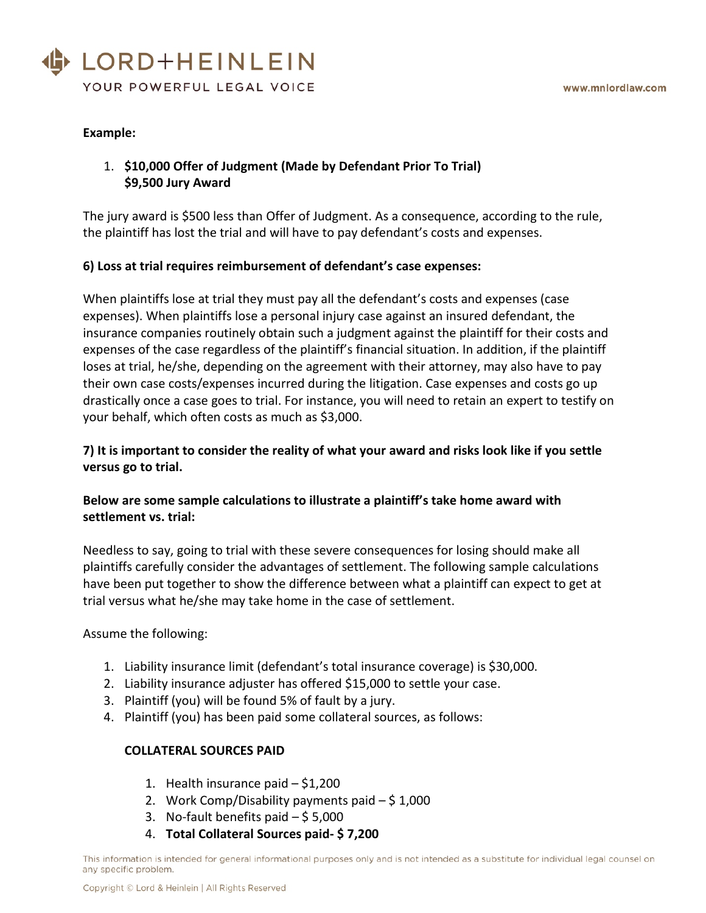**Example:**

1. **$10,000 Offer of Judgment (Made by Defendant Prior To Trial)**
   **$9,500 Jury Award**

The jury award is $500 less than Offer of Judgment. As a consequence, according to the rule, the plaintiff has lost the trial and will have to pay defendant's costs and expenses.

**6) Loss at trial requires reimbursement of defendant's case expenses:**

When plaintiffs lose at trial they must pay all the defendant's costs and expenses (case expenses). When plaintiffs lose a personal injury case against an insured defendant, the insurance companies routinely obtain such a judgment against the plaintiff for their costs and expenses of the case regardless of the plaintiff's financial situation. In addition, if the plaintiff loses at trial, he/she, depending on the agreement with their attorney, may also have to pay their own case costs/expenses incurred during the litigation. Case expenses and costs go up drastically once a case goes to trial. For instance, you will need to retain an expert to testify on your behalf, which often costs as much as $3,000.

**7) It is important to consider the reality of what your award and risks look like if you settle versus go to trial.**

**Below are some sample calculations to illustrate a plaintiff's take home award with settlement vs. trial:**

Needless to say, going to trial with these severe consequences for losing should make all plaintiffs carefully consider the advantages of settlement. The following sample calculations have been put together to show the difference between what a plaintiff can expect to get at trial versus what he/she may take home in the case of settlement.

Assume the following:

1. Liability insurance limit (defendant's total insurance coverage) is $30,000.
2. Liability insurance adjuster has offered $15,000 to settle your case.
3. Plaintiff (you) will be found 5% of fault by a jury.
4. Plaintiff (you) has been paid some collateral sources, as follows:

   **COLLATERAL SOURCES PAID**

   1. Health insurance paid – $1,200
   2. Work Comp/Disability payments paid – $ 1,000
   3. No-fault benefits paid – $ 5,000
   4. **Total Collateral Sources paid- $ 7,200**

This information is intended for general informational purposes only and is not intended as a substitute for individual legal counsel on any specific problem.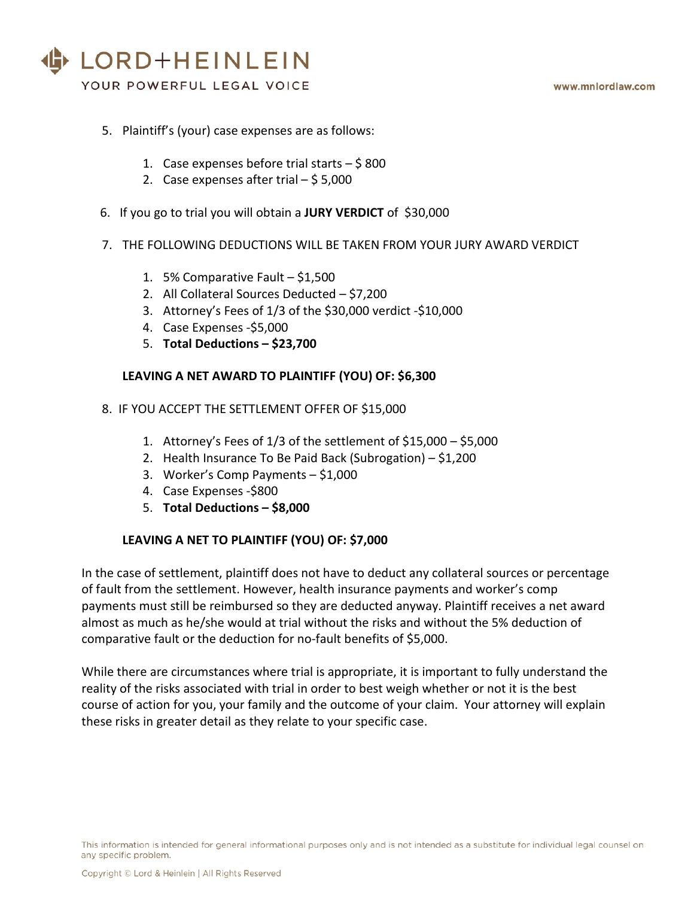5. Plaintiff's (your) case expenses are as follows:

    1. Case expenses before trial starts – $ 800
    2. Case expenses after trial – $ 5,000

6. If you go to trial you will obtain a **JURY VERDICT** of $30,000

7. THE FOLLOWING DEDUCTIONS WILL BE TAKEN FROM YOUR JURY AWARD VERDICT

    1. 5% Comparative Fault – $1,500
    2. All Collateral Sources Deducted – $7,200
    3. Attorney's Fees of 1/3 of the $30,000 verdict -$10,000
    4. Case Expenses -$5,000
    5. **Total Deductions – $23,700**

    **LEAVING A NET AWARD TO PLAINTIFF (YOU) OF: $6,300**

8. IF YOU ACCEPT THE SETTLEMENT OFFER OF $15,000

    1. Attorney's Fees of 1/3 of the settlement of $15,000 – $5,000
    2. Health Insurance To Be Paid Back (Subrogation) – $1,200
    3. Worker's Comp Payments – $1,000
    4. Case Expenses -$800
    5. **Total Deductions – $8,000**

    **LEAVING A NET TO PLAINTIFF (YOU) OF: $7,000**

In the case of settlement, plaintiff does not have to deduct any collateral sources or percentage of fault from the settlement. However, health insurance payments and worker's comp payments must still be reimbursed so they are deducted anyway. Plaintiff receives a net award almost as much as he/she would at trial without the risks and without the 5% deduction of comparative fault or the deduction for no-fault benefits of $5,000.

While there are circumstances where trial is appropriate, it is important to fully understand the reality of the risks associated with trial in order to best weigh whether or not it is the best course of action for you, your family and the outcome of your claim. Your attorney will explain these risks in greater detail as they relate to your specific case.